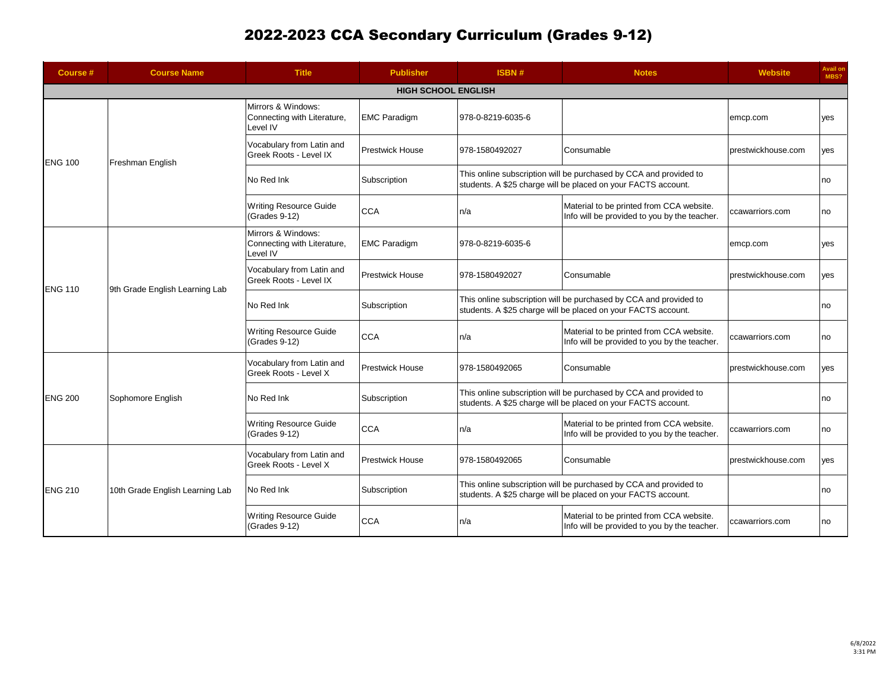# 2022-2023 CCA Secondary Curriculum (Grades 9-12)

| Course # | Course Name | Title | Publisher | ISBN # | Notes | Website | Avail on MBS? |
|---|---|---|---|---|---|---|---|
| **HIGH SCHOOL ENGLISH** | | | | | | | |
| ENG 100 | Freshman English | Mirrors & Windows: Connecting with Literature, Level IV | EMC Paradigm | 978-0-8219-6035-6 | | emcp.com | yes |
| | | Vocabulary from Latin and Greek Roots - Level IX | Prestwick House | 978-1580492027 | Consumable | prestwickhouse.com | yes |
| | | No Red Ink | Subscription | This online subscription will be purchased by CCA and provided to students. A $25 charge will be placed on your FACTS account. | | | no |
| | | Writing Resource Guide (Grades 9-12) | CCA | n/a | Material to be printed from CCA website. Info will be provided to you by the teacher. | ccawarriors.com | no |
| ENG 110 | 9th Grade English Learning Lab | Mirrors & Windows: Connecting with Literature, Level IV | EMC Paradigm | 978-0-8219-6035-6 | | emcp.com | yes |
| | | Vocabulary from Latin and Greek Roots - Level IX | Prestwick House | 978-1580492027 | Consumable | prestwickhouse.com | yes |
| | | No Red Ink | Subscription | This online subscription will be purchased by CCA and provided to students. A $25 charge will be placed on your FACTS account. | | | no |
| | | Writing Resource Guide (Grades 9-12) | CCA | n/a | Material to be printed from CCA website. Info will be provided to you by the teacher. | ccawarriors.com | no |
| ENG 200 | Sophomore English | Vocabulary from Latin and Greek Roots - Level X | Prestwick House | 978-1580492065 | Consumable | prestwickhouse.com | yes |
| | | No Red Ink | Subscription | This online subscription will be purchased by CCA and provided to students. A $25 charge will be placed on your FACTS account. | | | no |
| | | Writing Resource Guide (Grades 9-12) | CCA | n/a | Material to be printed from CCA website. Info will be provided to you by the teacher. | ccawarriors.com | no |
| ENG 210 | 10th Grade English Learning Lab | Vocabulary from Latin and Greek Roots - Level X | Prestwick House | 978-1580492065 | Consumable | prestwickhouse.com | yes |
| | | No Red Ink | Subscription | This online subscription will be purchased by CCA and provided to students. A $25 charge will be placed on your FACTS account. | | | no |
| | | Writing Resource Guide (Grades 9-12) | CCA | n/a | Material to be printed from CCA website. Info will be provided to you by the teacher. | ccawarriors.com | no |

6/8/2022
3:31 PM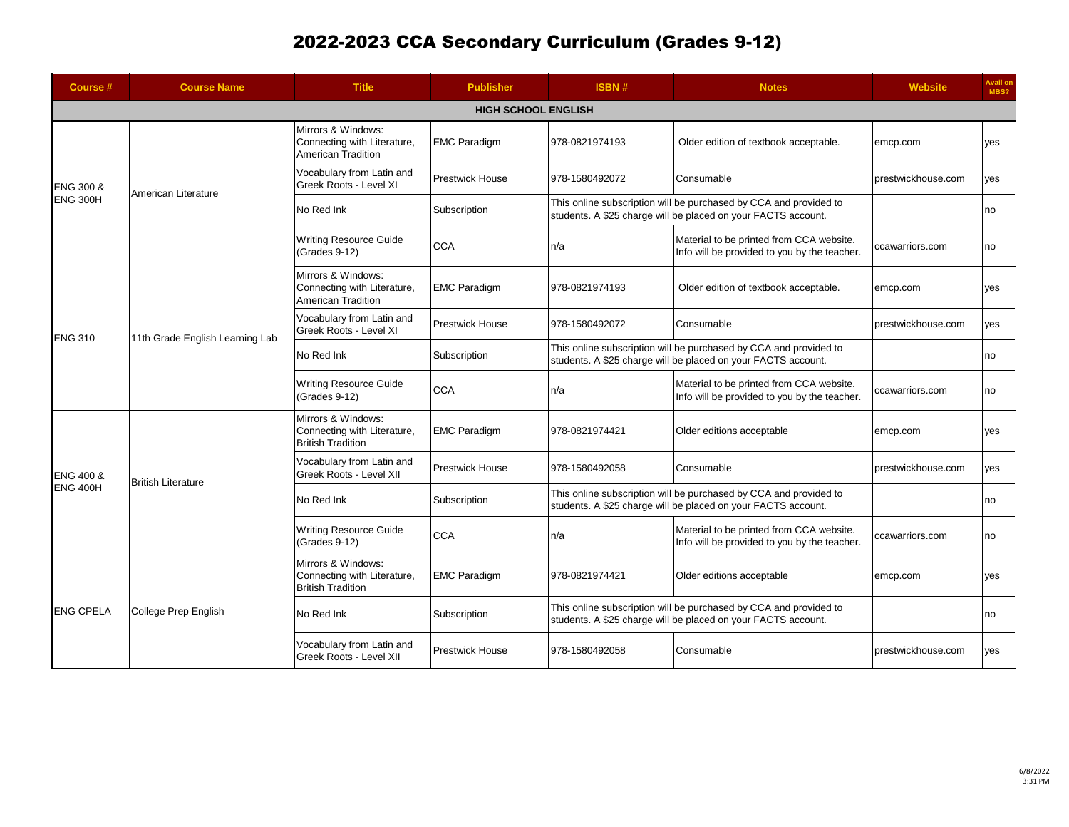# 2022-2023 CCA Secondary Curriculum (Grades 9-12)

| Course # | Course Name | Title | Publisher | ISBN # | Notes | Website | Avail on MBS? |
|---|---|---|---|---|---|---|---|
| **HIGH SCHOOL ENGLISH** | | | | | | | |
| ENG 300 & ENG 300H | American Literature | Mirrors & Windows: Connecting with Literature, American Tradition | EMC Paradigm | 978-0821974193 | Older edition of textbook acceptable. | emcp.com | yes |
| | | Vocabulary from Latin and Greek Roots - Level XI | Prestwick House | 978-1580492072 | Consumable | prestwickhouse.com | yes |
| | | No Red Ink | Subscription | This online subscription will be purchased by CCA and provided to students. A $25 charge will be placed on your FACTS account. | | | no |
| | | Writing Resource Guide (Grades 9-12) | CCA | n/a | Material to be printed from CCA website. Info will be provided to you by the teacher. | ccawarriors.com | no |
| ENG 310 | 11th Grade English Learning Lab | Mirrors & Windows: Connecting with Literature, American Tradition | EMC Paradigm | 978-0821974193 | Older edition of textbook acceptable. | emcp.com | yes |
| | | Vocabulary from Latin and Greek Roots - Level XI | Prestwick House | 978-1580492072 | Consumable | prestwickhouse.com | yes |
| | | No Red Ink | Subscription | This online subscription will be purchased by CCA and provided to students. A $25 charge will be placed on your FACTS account. | | | no |
| | | Writing Resource Guide (Grades 9-12) | CCA | n/a | Material to be printed from CCA website. Info will be provided to you by the teacher. | ccawarriors.com | no |
| ENG 400 & ENG 400H | British Literature | Mirrors & Windows: Connecting with Literature, British Tradition | EMC Paradigm | 978-0821974421 | Older editions acceptable | emcp.com | yes |
| | | Vocabulary from Latin and Greek Roots - Level XII | Prestwick House | 978-1580492058 | Consumable | prestwickhouse.com | yes |
| | | No Red Ink | Subscription | This online subscription will be purchased by CCA and provided to students. A $25 charge will be placed on your FACTS account. | | | no |
| | | Writing Resource Guide (Grades 9-12) | CCA | n/a | Material to be printed from CCA website. Info will be provided to you by the teacher. | ccawarriors.com | no |
| ENG CPELA | College Prep English | Mirrors & Windows: Connecting with Literature, British Tradition | EMC Paradigm | 978-0821974421 | Older editions acceptable | emcp.com | yes |
| | | No Red Ink | Subscription | This online subscription will be purchased by CCA and provided to students. A $25 charge will be placed on your FACTS account. | | | no |
| | | Vocabulary from Latin and Greek Roots - Level XII | Prestwick House | 978-1580492058 | Consumable | prestwickhouse.com | yes |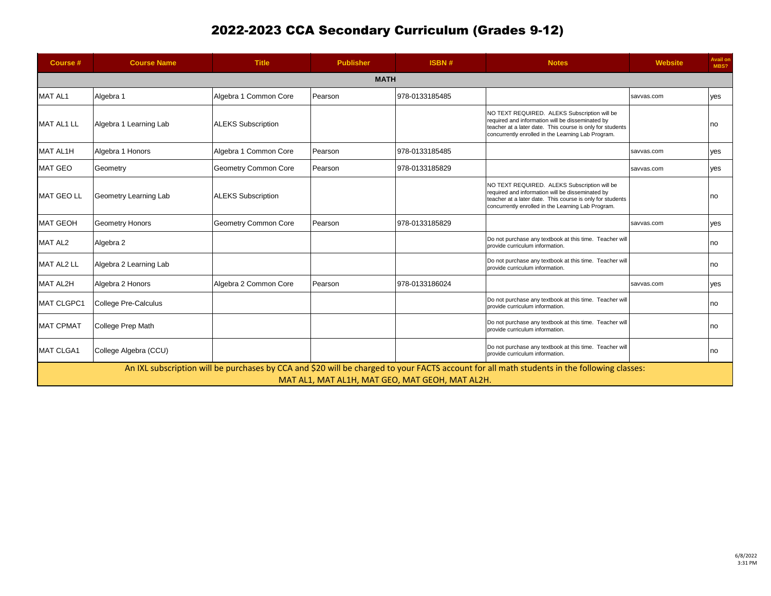# 2022-2023 CCA Secondary Curriculum (Grades 9-12)

| Course # | Course Name | Title | Publisher | ISBN # | Notes | Website | Avail on MBS? |
|---|---|---|---|---|---|---|---|
| | | | **MATH** | | | | |
| MAT AL1 | Algebra 1 | Algebra 1 Common Core | Pearson | 978-0133185485 | | savvas.com | yes |
| MAT AL1 LL | Algebra 1 Learning Lab | ALEKS Subscription | | | NO TEXT REQUIRED. ALEKS Subscription will be required and information will be disseminated by teacher at a later date. This course is only for students concurrently enrolled in the Learning Lab Program. | | no |
| MAT AL1H | Algebra 1 Honors | Algebra 1 Common Core | Pearson | 978-0133185485 | | savvas.com | yes |
| MAT GEO | Geometry | Geometry Common Core | Pearson | 978-0133185829 | | savvas.com | yes |
| MAT GEO LL | Geometry Learning Lab | ALEKS Subscription | | | NO TEXT REQUIRED. ALEKS Subscription will be required and information will be disseminated by teacher at a later date. This course is only for students concurrently enrolled in the Learning Lab Program. | | no |
| MAT GEOH | Geometry Honors | Geometry Common Core | Pearson | 978-0133185829 | | savvas.com | yes |
| MAT AL2 | Algebra 2 | | | | Do not purchase any textbook at this time. Teacher will provide curriculum information. | | no |
| MAT AL2 LL | Algebra 2 Learning Lab | | | | Do not purchase any textbook at this time. Teacher will provide curriculum information. | | no |
| MAT AL2H | Algebra 2 Honors | Algebra 2 Common Core | Pearson | 978-0133186024 | | savvas.com | yes |
| MAT CLGPC1 | College Pre-Calculus | | | | Do not purchase any textbook at this time. Teacher will provide curriculum information. | | no |
| MAT CPMAT | College Prep Math | | | | Do not purchase any textbook at this time. Teacher will provide curriculum information. | | no |
| MAT CLGA1 | College Algebra (CCU) | | | | Do not purchase any textbook at this time. Teacher will provide curriculum information. | | no |

An IXL subscription will be purchases by CCA and $20 will be charged to your FACTS account for all math students in the following classes: MAT AL1, MAT AL1H, MAT GEO, MAT GEOH, MAT AL2H.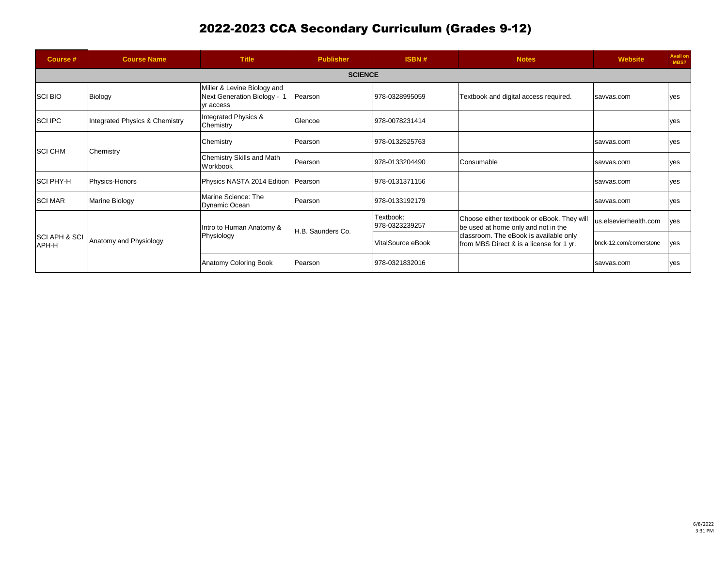# 2022-2023 CCA Secondary Curriculum (Grades 9-12)

| Course # | Course Name | Title | Publisher | ISBN # | Notes | Website | Avail on MBS? |
|---|---|---|---|---|---|---|---|
| **SCIENCE** | | | | | | | |
| SCI BIO | Biology | Miller & Levine Biology and Next Generation Biology - 1 yr access | Pearson | 978-0328995059 | Textbook and digital access required. | savvas.com | yes |
| SCI IPC | Integrated Physics & Chemistry | Integrated Physics & Chemistry | Glencoe | 978-0078231414 | | | yes |
| SCI CHM | Chemistry | Chemistry | Pearson | 978-0132525763 | | savvas.com | yes |
| | | Chemistry Skills and Math Workbook | Pearson | 978-0133204490 | Consumable | savvas.com | yes |
| SCI PHY-H | Physics-Honors | Physics NASTA 2014 Edition | Pearson | 978-0131371156 | | savvas.com | yes |
| SCI MAR | Marine Biology | Marine Science: The Dynamic Ocean | Pearson | 978-0133192179 | | savvas.com | yes |
| SCI APH & SCI APH-H | Anatomy and Physiology | Intro to Human Anatomy & Physiology | H.B. Saunders Co. | Textbook: 978-0323239257 | Choose either textbook or eBook. They will be used at home only and not in the classroom. The eBook is available only from MBS Direct & is a license for 1 yr. | us.elsevierhealth.com | yes |
| | | | | VitalSource eBook | | bnck-12.com/cornerstone | yes |
| | | Anatomy Coloring Book | Pearson | 978-0321832016 | | savvas.com | yes |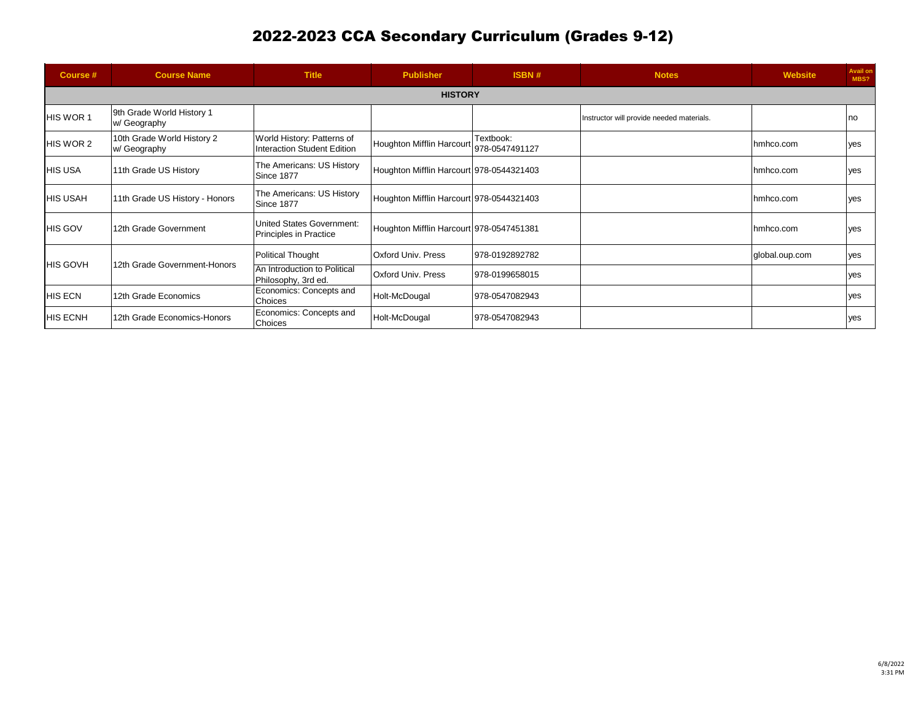# 2022-2023 CCA Secondary Curriculum (Grades 9-12)

| Course # | Course Name | Title | Publisher | ISBN # | Notes | Website | Avail on MBS? |
|---|---|---|---|---|---|---|---|
| | | | **HISTORY** | | | | |
| HIS WOR 1 | 9th Grade World History 1 w/ Geography | | | | Instructor will provide needed materials. | | no |
| HIS WOR 2 | 10th Grade World History 2 w/ Geography | World History: Patterns of Interaction Student Edition | Houghton Mifflin Harcourt | Textbook: 978-0547491127 | | hmhco.com | yes |
| HIS USA | 11th Grade US History | The Americans: US History Since 1877 | Houghton Mifflin Harcourt | 978-0544321403 | | hmhco.com | yes |
| HIS USAH | 11th Grade US History - Honors | The Americans: US History Since 1877 | Houghton Mifflin Harcourt | 978-0544321403 | | hmhco.com | yes |
| HIS GOV | 12th Grade Government | United States Government: Principles in Practice | Houghton Mifflin Harcourt | 978-0547451381 | | hmhco.com | yes |
| HIS GOVH | 12th Grade Government-Honors | Political Thought | Oxford Univ. Press | 978-0192892782 | | global.oup.com | yes |
| | | An Introduction to Political Philosophy, 3rd ed. | Oxford Univ. Press | 978-0199658015 | | | yes |
| HIS ECN | 12th Grade Economics | Economics: Concepts and Choices | Holt-McDougal | 978-0547082943 | | | yes |
| HIS ECNH | 12th Grade Economics-Honors | Economics: Concepts and Choices | Holt-McDougal | 978-0547082943 | | | yes |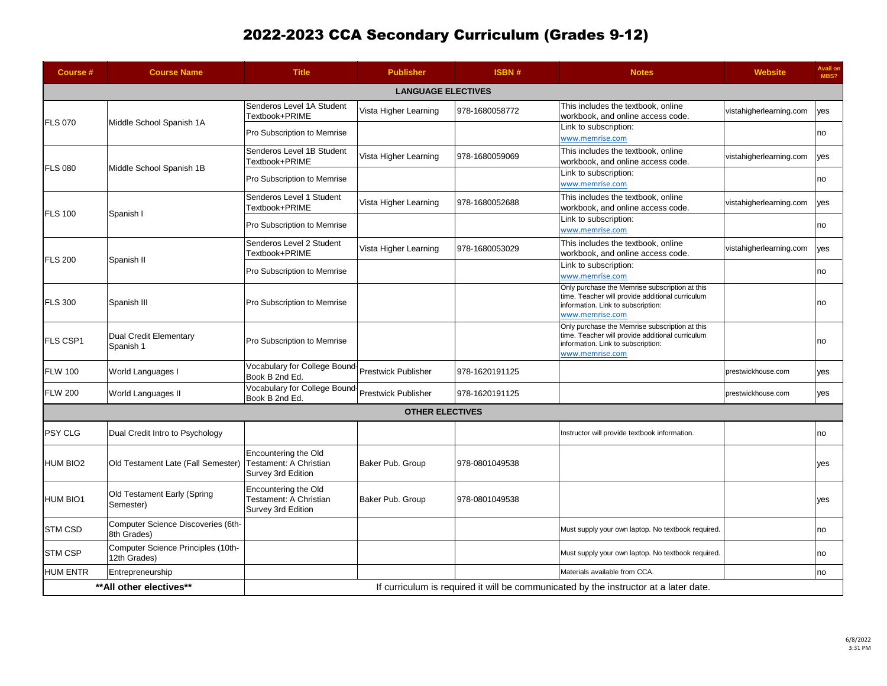# 2022-2023 CCA Secondary Curriculum (Grades 9-12)

| Course # | Course Name | Title | Publisher | ISBN # | Notes | Website | Avail on MBS? |
|---|---|---|---|---|---|---|---|
| | | | LANGUAGE ELECTIVES | | | | |
| FLS 070 | Middle School Spanish 1A | Senderos Level 1A Student Textbook+PRIME | Vista Higher Learning | 978-1680058772 | This includes the textbook, online workbook, and online access code. | vistahigherlearning.com | yes |
| | | Pro Subscription to Memrise | | | Link to subscription: www.memrise.com | | no |
| FLS 080 | Middle School Spanish 1B | Senderos Level 1B Student Textbook+PRIME | Vista Higher Learning | 978-1680059069 | This includes the textbook, online workbook, and online access code. | vistahigherlearning.com | yes |
| | | Pro Subscription to Memrise | | | Link to subscription: www.memrise.com | | no |
| FLS 100 | Spanish I | Senderos Level 1 Student Textbook+PRIME | Vista Higher Learning | 978-1680052688 | This includes the textbook, online workbook, and online access code. | vistahigherlearning.com | yes |
| | | Pro Subscription to Memrise | | | Link to subscription: www.memrise.com | | no |
| FLS 200 | Spanish II | Senderos Level 2 Student Textbook+PRIME | Vista Higher Learning | 978-1680053029 | This includes the textbook, online workbook, and online access code. | vistahigherlearning.com | yes |
| | | Pro Subscription to Memrise | | | Link to subscription: www.memrise.com | | no |
| FLS 300 | Spanish III | Pro Subscription to Memrise | | | Only purchase the Memrise subscription at this time. Teacher will provide additional curriculum information. Link to subscription: www.memrise.com | | no |
| FLS CSP1 | Dual Credit Elementary Spanish 1 | Pro Subscription to Memrise | | | Only purchase the Memrise subscription at this time. Teacher will provide additional curriculum information. Link to subscription: www.memrise.com | | no |
| FLW 100 | World Languages I | Vocabulary for College Bound-Book B 2nd Ed. | Prestwick Publisher | 978-1620191125 | | prestwickhouse.com | yes |
| FLW 200 | World Languages II | Vocabulary for College Bound-Book B 2nd Ed. | Prestwick Publisher | 978-1620191125 | | prestwickhouse.com | yes |
| | | | OTHER ELECTIVES | | | | |
| PSY CLG | Dual Credit Intro to Psychology | | | | Instructor will provide textbook information. | | no |
| HUM BIO2 | Old Testament Late (Fall Semester) | Encountering the Old Testament: A Christian Survey 3rd Edition | Baker Pub. Group | 978-0801049538 | | | yes |
| HUM BIO1 | Old Testament Early (Spring Semester) | Encountering the Old Testament: A Christian Survey 3rd Edition | Baker Pub. Group | 978-0801049538 | | | yes |
| STM CSD | Computer Science Discoveries (6th-8th Grades) | | | | Must supply your own laptop. No textbook required. | | no |
| STM CSP | Computer Science Principles (10th-12th Grades) | | | | Must supply your own laptop. No textbook required. | | no |
| HUM ENTR | Entrepreneurship | | | | Materials available from CCA. | | no |
| **All other electives** | | If curriculum is required it will be communicated by the instructor at a later date. | | | | | |